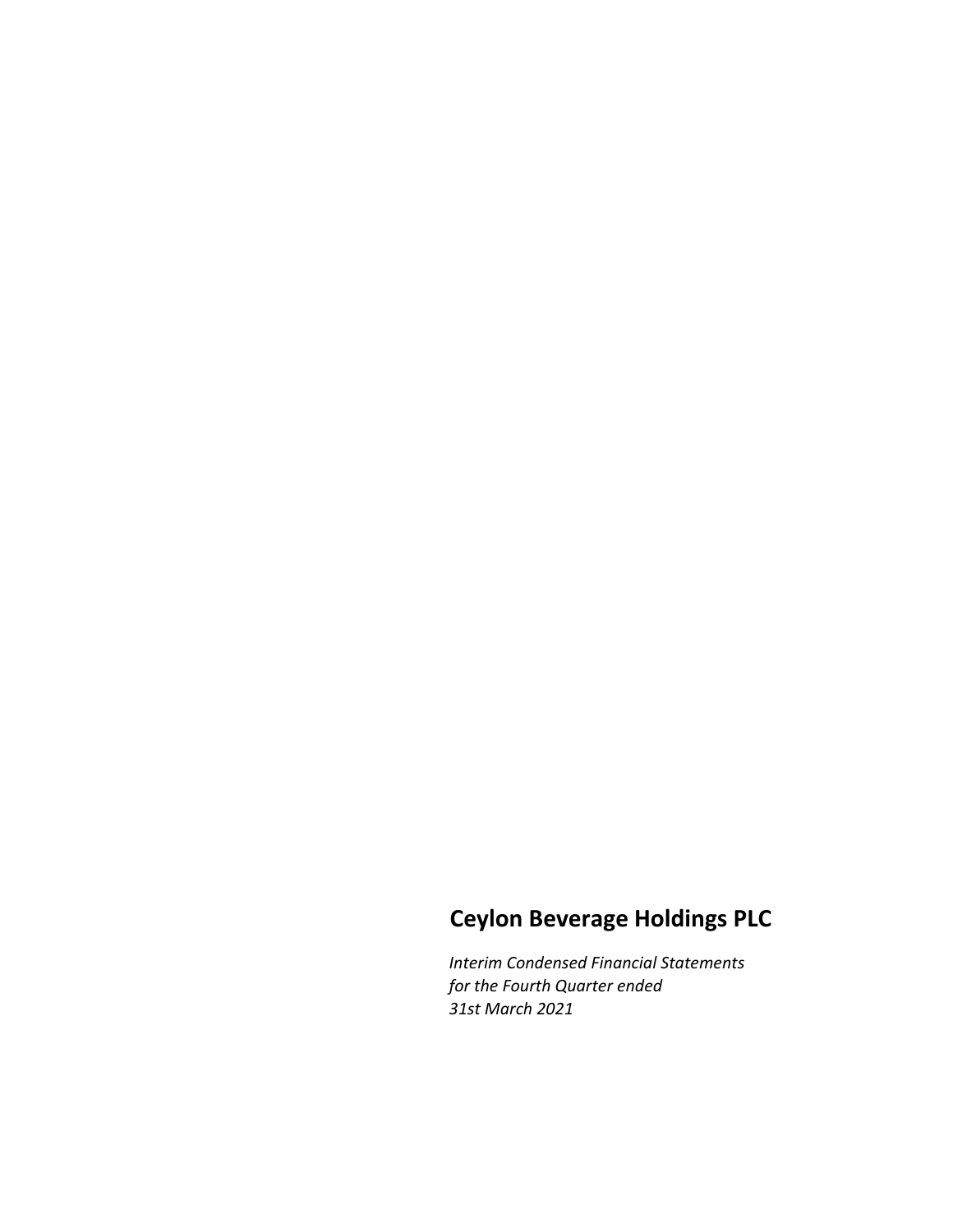# Ceylon Beverage Holdings PLC

*Interim Condensed Financial Statements*
*for the Fourth Quarter ended*
*31st March 2021*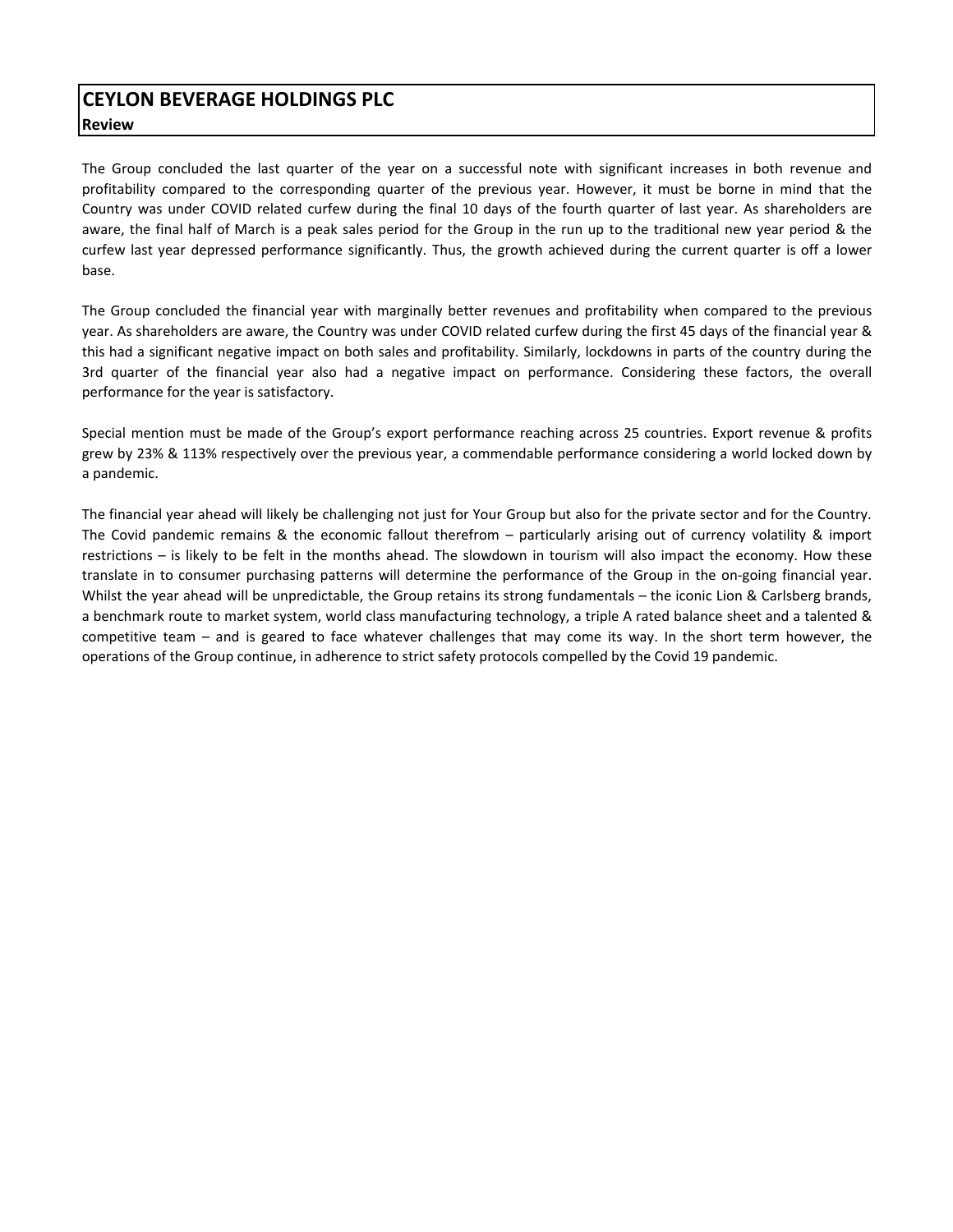# CEYLON BEVERAGE HOLDINGS PLC

**Review**

The Group concluded the last quarter of the year on a successful note with significant increases in both revenue and profitability compared to the corresponding quarter of the previous year. However, it must be borne in mind that the Country was under COVID related curfew during the final 10 days of the fourth quarter of last year. As shareholders are aware, the final half of March is a peak sales period for the Group in the run up to the traditional new year period & the curfew last year depressed performance significantly. Thus, the growth achieved during the current quarter is off a lower base.

The Group concluded the financial year with marginally better revenues and profitability when compared to the previous year. As shareholders are aware, the Country was under COVID related curfew during the first 45 days of the financial year & this had a significant negative impact on both sales and profitability. Similarly, lockdowns in parts of the country during the 3rd quarter of the financial year also had a negative impact on performance. Considering these factors, the overall performance for the year is satisfactory.

Special mention must be made of the Group's export performance reaching across 25 countries. Export revenue & profits grew by 23% & 113% respectively over the previous year, a commendable performance considering a world locked down by a pandemic.

The financial year ahead will likely be challenging not just for Your Group but also for the private sector and for the Country. The Covid pandemic remains & the economic fallout therefrom – particularly arising out of currency volatility & import restrictions – is likely to be felt in the months ahead. The slowdown in tourism will also impact the economy. How these translate in to consumer purchasing patterns will determine the performance of the Group in the on-going financial year. Whilst the year ahead will be unpredictable, the Group retains its strong fundamentals – the iconic Lion & Carlsberg brands, a benchmark route to market system, world class manufacturing technology, a triple A rated balance sheet and a talented & competitive team – and is geared to face whatever challenges that may come its way. In the short term however, the operations of the Group continue, in adherence to strict safety protocols compelled by the Covid 19 pandemic.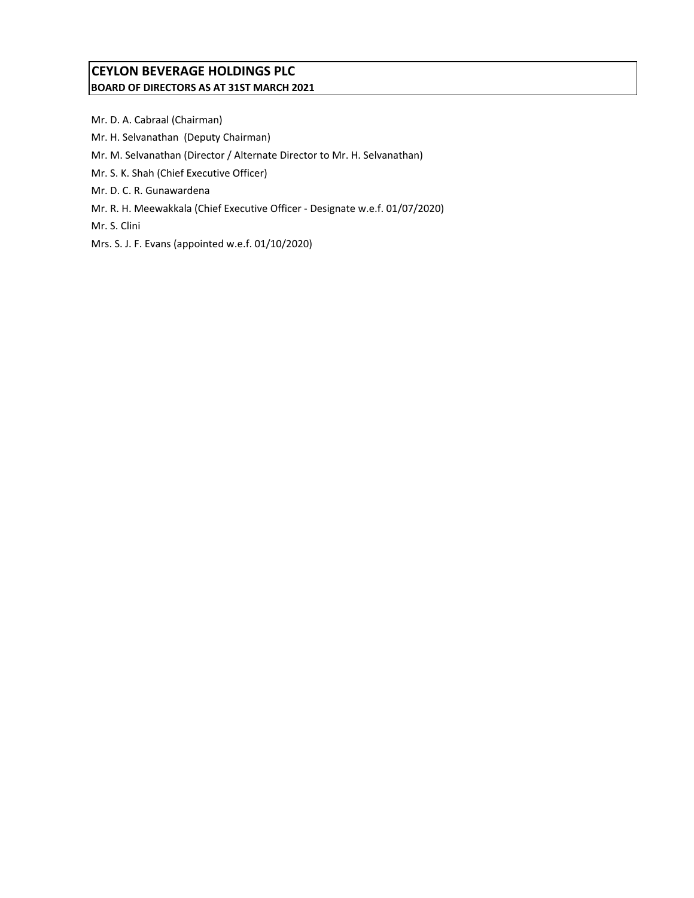# CEYLON BEVERAGE HOLDINGS PLC

**BOARD OF DIRECTORS AS AT 31ST MARCH 2021**

Mr. D. A. Cabraal (Chairman)

Mr. H. Selvanathan (Deputy Chairman)

Mr. M. Selvanathan (Director / Alternate Director to Mr. H. Selvanathan)

Mr. S. K. Shah (Chief Executive Officer)

Mr. D. C. R. Gunawardena

Mr. R. H. Meewakkala (Chief Executive Officer - Designate w.e.f. 01/07/2020)

Mr. S. Clini

Mrs. S. J. F. Evans (appointed w.e.f. 01/10/2020)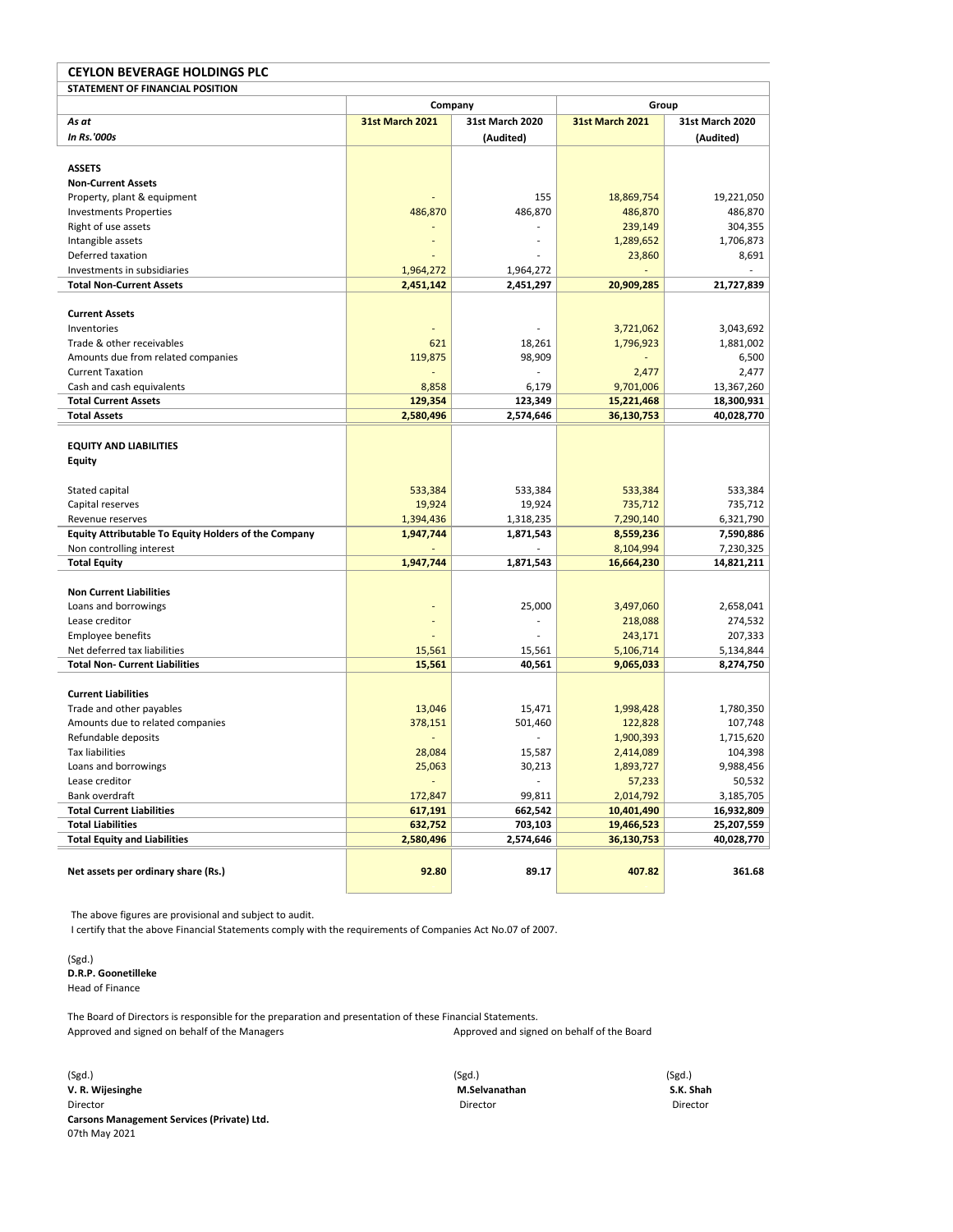## CEYLON BEVERAGE HOLDINGS PLC

### STATEMENT OF FINANCIAL POSITION

| | Company | | Group | |
|---|---|---|---|---|
| *As at* | **31st March 2021** | **31st March 2020** | **31st March 2021** | **31st March 2020** |
| *In Rs.'000s* | | **(Audited)** | | **(Audited)** |
| **ASSETS** | | | | |
| **Non-Current Assets** | | | | |
| Property, plant & equipment | - | 155 | 18,869,754 | 19,221,050 |
| Investments Properties | 486,870 | 486,870 | 486,870 | 486,870 |
| Right of use assets | - | - | 239,149 | 304,355 |
| Intangible assets | - | - | 1,289,652 | 1,706,873 |
| Deferred taxation | - | - | 23,860 | 8,691 |
| Investments in subsidiaries | 1,964,272 | 1,964,272 | - | - |
| **Total Non-Current Assets** | **2,451,142** | **2,451,297** | **20,909,285** | **21,727,839** |
| **Current Assets** | | | | |
| Inventories | - | - | 3,721,062 | 3,043,692 |
| Trade & other receivables | 621 | 18,261 | 1,796,923 | 1,881,002 |
| Amounts due from related companies | 119,875 | 98,909 | - | 6,500 |
| Current Taxation | - | - | 2,477 | 2,477 |
| Cash and cash equivalents | 8,858 | 6,179 | 9,701,006 | 13,367,260 |
| **Total Current Assets** | **129,354** | **123,349** | **15,221,468** | **18,300,931** |
| **Total Assets** | **2,580,496** | **2,574,646** | **36,130,753** | **40,028,770** |
| **EQUITY AND LIABILITIES** | | | | |
| **Equity** | | | | |
| Stated capital | 533,384 | 533,384 | 533,384 | 533,384 |
| Capital reserves | 19,924 | 19,924 | 735,712 | 735,712 |
| Revenue reserves | 1,394,436 | 1,318,235 | 7,290,140 | 6,321,790 |
| **Equity Attributable To Equity Holders of the Company** | **1,947,744** | **1,871,543** | **8,559,236** | **7,590,886** |
| Non controlling interest | - | - | 8,104,994 | 7,230,325 |
| **Total Equity** | **1,947,744** | **1,871,543** | **16,664,230** | **14,821,211** |
| **Non Current Liabilities** | | | | |
| Loans and borrowings | - | 25,000 | 3,497,060 | 2,658,041 |
| Lease creditor | - | - | 218,088 | 274,532 |
| Employee benefits | - | - | 243,171 | 207,333 |
| Net deferred tax liabilities | 15,561 | 15,561 | 5,106,714 | 5,134,844 |
| **Total Non- Current Liabilities** | **15,561** | **40,561** | **9,065,033** | **8,274,750** |
| **Current Liabilities** | | | | |
| Trade and other payables | 13,046 | 15,471 | 1,998,428 | 1,780,350 |
| Amounts due to related companies | 378,151 | 501,460 | 122,828 | 107,748 |
| Refundable deposits | - | - | 1,900,393 | 1,715,620 |
| Tax liabilities | 28,084 | 15,587 | 2,414,089 | 104,398 |
| Loans and borrowings | 25,063 | 30,213 | 1,893,727 | 9,988,456 |
| Lease creditor | - | - | 57,233 | 50,532 |
| Bank overdraft | 172,847 | 99,811 | 2,014,792 | 3,185,705 |
| **Total Current Liabilities** | **617,191** | **662,542** | **10,401,490** | **16,932,809** |
| **Total Liabilities** | **632,752** | **703,103** | **19,466,523** | **25,207,559** |
| **Total Equity and Liabilities** | **2,580,496** | **2,574,646** | **36,130,753** | **40,028,770** |
| **Net assets per ordinary share (Rs.)** | **92.80** | **89.17** | **407.82** | **361.68** |

The above figures are provisional and subject to audit.
I certify that the above Financial Statements comply with the requirements of Companies Act No.07 of 2007.

(Sgd.)
**D.R.P. Goonetilleke**
Head of Finance

The Board of Directors is responsible for the preparation and presentation of these Financial Statements.

Approved and signed on behalf of the Managers

Approved and signed on behalf of the Board

(Sgd.)
**V. R. Wijesinghe**
Director
**Carsons Management Services (Private) Ltd.**
07th May 2021

(Sgd.)
**M.Selvanathan**
Director

(Sgd.)
**S.K. Shah**
Director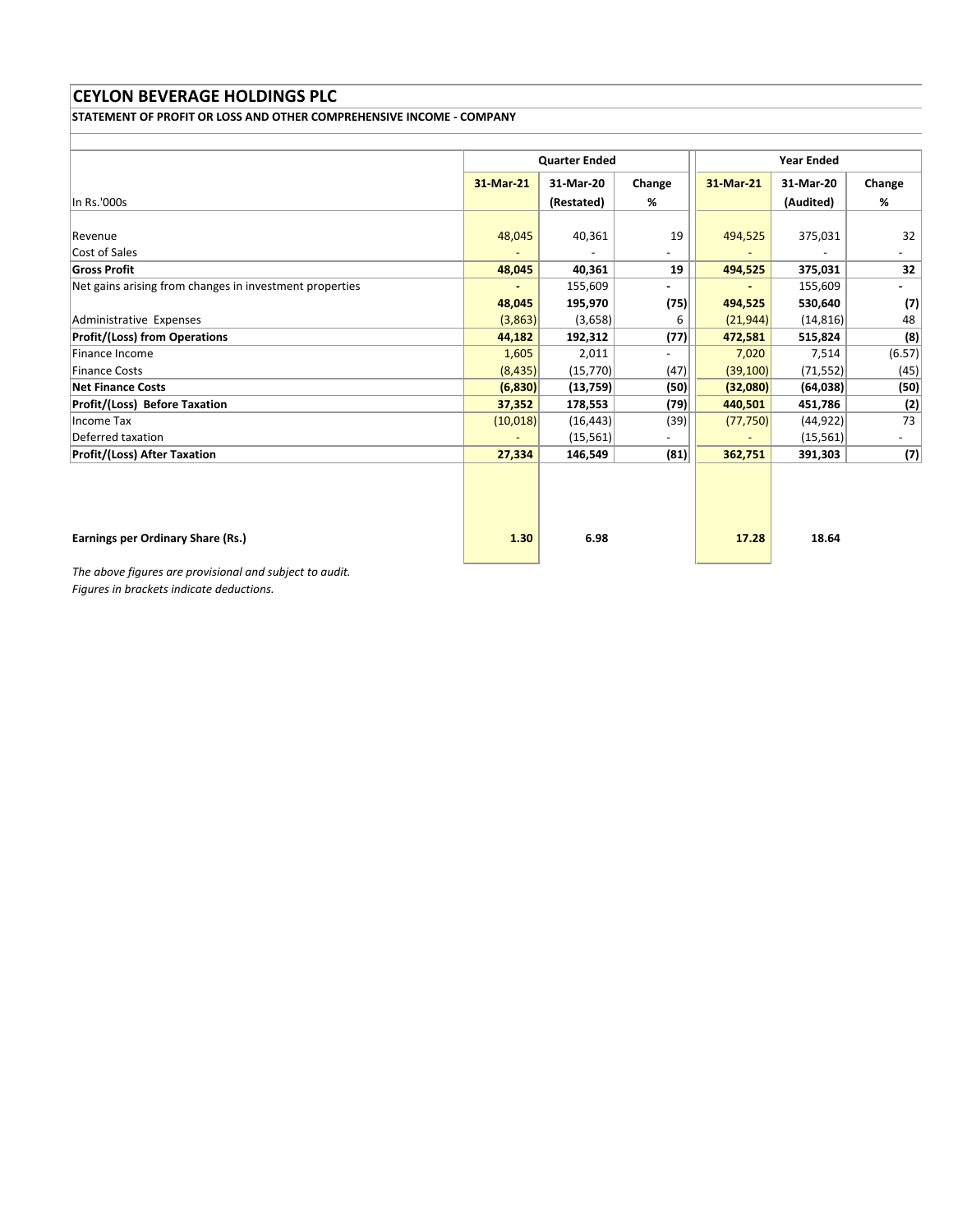# CEYLON BEVERAGE HOLDINGS PLC

## STATEMENT OF PROFIT OR LOSS AND OTHER COMPREHENSIVE INCOME - COMPANY

| | Quarter Ended | | | Year Ended | | |
|---|---|---|---|---|---|---|
| In Rs.'000s | 31-Mar-21 | 31-Mar-20 (Restated) | Change % | 31-Mar-21 | 31-Mar-20 (Audited) | Change % |
| Revenue | 48,045 | 40,361 | 19 | 494,525 | 375,031 | 32 |
| Cost of Sales | - | - | - | - | - | - |
| **Gross Profit** | **48,045** | **40,361** | **19** | **494,525** | **375,031** | **32** |
| Net gains arising from changes in investment properties | - | 155,609 | - | - | 155,609 | - |
| | **48,045** | **195,970** | **(75)** | **494,525** | **530,640** | **(7)** |
| Administrative Expenses | (3,863) | (3,658) | 6 | (21,944) | (14,816) | 48 |
| **Profit/(Loss) from Operations** | **44,182** | **192,312** | **(77)** | **472,581** | **515,824** | **(8)** |
| Finance Income | 1,605 | 2,011 | - | 7,020 | 7,514 | (6.57) |
| Finance Costs | (8,435) | (15,770) | (47) | (39,100) | (71,552) | (45) |
| **Net Finance Costs** | **(6,830)** | **(13,759)** | **(50)** | **(32,080)** | **(64,038)** | **(50)** |
| **Profit/(Loss) Before Taxation** | **37,352** | **178,553** | **(79)** | **440,501** | **451,786** | **(2)** |
| Income Tax | (10,018) | (16,443) | (39) | (77,750) | (44,922) | 73 |
| Deferred taxation | - | (15,561) | - | - | (15,561) | - |
| **Profit/(Loss) After Taxation** | **27,334** | **146,549** | **(81)** | **362,751** | **391,303** | **(7)** |
| **Earnings per Ordinary Share (Rs.)** | **1.30** | **6.98** | | **17.28** | **18.64** | |

*The above figures are provisional and subject to audit.*
*Figures in brackets indicate deductions.*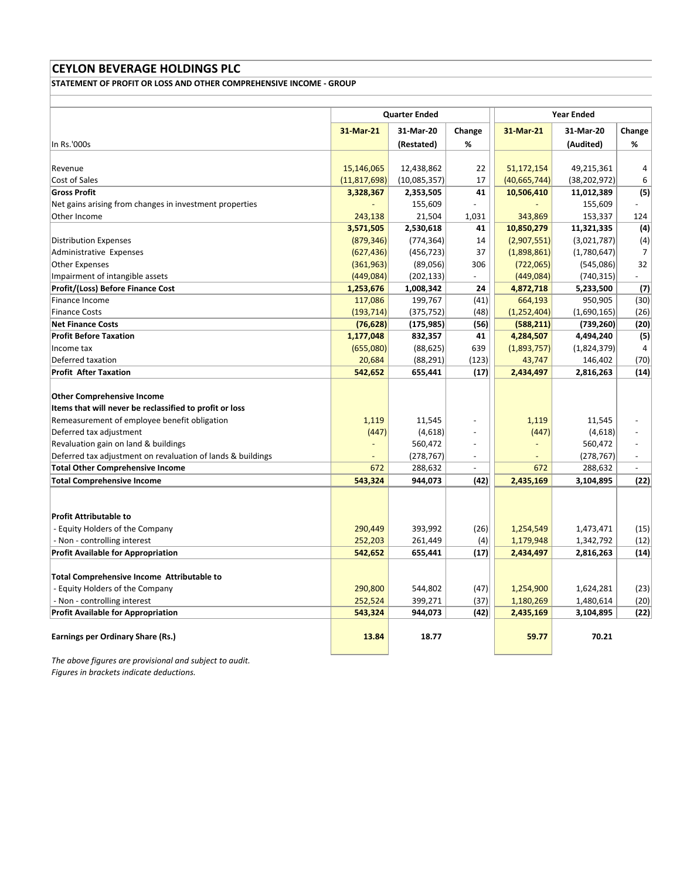# CEYLON BEVERAGE HOLDINGS PLC

**STATEMENT OF PROFIT OR LOSS AND OTHER COMPREHENSIVE INCOME - GROUP**

| | Quarter Ended | | | Year Ended | | |
|---|---|---|---|---|---|---|
| | **31-Mar-21** | **31-Mar-20** | **Change** | **31-Mar-21** | **31-Mar-20** | **Change** |
| In Rs.'000s | | **(Restated)** | **%** | | **(Audited)** | **%** |
| Revenue | 15,146,065 | 12,438,862 | 22 | 51,172,154 | 49,215,361 | 4 |
| Cost of Sales | (11,817,698) | (10,085,357) | 17 | (40,665,744) | (38,202,972) | 6 |
| **Gross Profit** | **3,328,367** | **2,353,505** | **41** | **10,506,410** | **11,012,389** | **(5)** |
| Net gains arising from changes in investment properties | - | 155,609 | - | - | 155,609 | - |
| Other Income | 243,138 | 21,504 | 1,031 | 343,869 | 153,337 | 124 |
| | **3,571,505** | **2,530,618** | **41** | **10,850,279** | **11,321,335** | **(4)** |
| Distribution Expenses | (879,346) | (774,364) | 14 | (2,907,551) | (3,021,787) | (4) |
| Administrative Expenses | (627,436) | (456,723) | 37 | (1,898,861) | (1,780,647) | 7 |
| Other Expenses | (361,963) | (89,056) | 306 | (722,065) | (545,086) | 32 |
| Impairment of intangible assets | (449,084) | (202,133) | - | (449,084) | (740,315) | - |
| **Profit/(Loss) Before Finance Cost** | **1,253,676** | **1,008,342** | **24** | **4,872,718** | **5,233,500** | **(7)** |
| Finance Income | 117,086 | 199,767 | (41) | 664,193 | 950,905 | (30) |
| Finance Costs | (193,714) | (375,752) | (48) | (1,252,404) | (1,690,165) | (26) |
| **Net Finance Costs** | **(76,628)** | **(175,985)** | **(56)** | **(588,211)** | **(739,260)** | **(20)** |
| **Profit Before Taxation** | **1,177,048** | **832,357** | **41** | **4,284,507** | **4,494,240** | **(5)** |
| Income tax | (655,080) | (88,625) | 639 | (1,893,757) | (1,824,379) | 4 |
| Deferred taxation | 20,684 | (88,291) | (123) | 43,747 | 146,402 | (70) |
| **Profit After Taxation** | **542,652** | **655,441** | **(17)** | **2,434,497** | **2,816,263** | **(14)** |
| **Other Comprehensive Income** | | | | | | |
| **Items that will never be reclassified to profit or loss** | | | | | | |
| Remeasurement of employee benefit obligation | 1,119 | 11,545 | - | 1,119 | 11,545 | - |
| Deferred tax adjustment | (447) | (4,618) | - | (447) | (4,618) | - |
| Revaluation gain on land & buildings | - | 560,472 | - | - | 560,472 | - |
| Deferred tax adjustment on revaluation of lands & buildings | - | (278,767) | - | - | (278,767) | - |
| **Total Other Comprehensive Income** | 672 | 288,632 | - | 672 | 288,632 | - |
| **Total Comprehensive Income** | **543,324** | **944,073** | **(42)** | **2,435,169** | **3,104,895** | **(22)** |
| **Profit Attributable to** | | | | | | |
| - Equity Holders of the Company | 290,449 | 393,992 | (26) | 1,254,549 | 1,473,471 | (15) |
| - Non - controlling interest | 252,203 | 261,449 | (4) | 1,179,948 | 1,342,792 | (12) |
| **Profit Available for Appropriation** | **542,652** | **655,441** | **(17)** | **2,434,497** | **2,816,263** | **(14)** |
| **Total Comprehensive Income Attributable to** | | | | | | |
| - Equity Holders of the Company | 290,800 | 544,802 | (47) | 1,254,900 | 1,624,281 | (23) |
| - Non - controlling interest | 252,524 | 399,271 | (37) | 1,180,269 | 1,480,614 | (20) |
| **Profit Available for Appropriation** | **543,324** | **944,073** | **(42)** | **2,435,169** | **3,104,895** | **(22)** |
| **Earnings per Ordinary Share (Rs.)** | **13.84** | **18.77** | | **59.77** | **70.21** | |

*The above figures are provisional and subject to audit.*
*Figures in brackets indicate deductions.*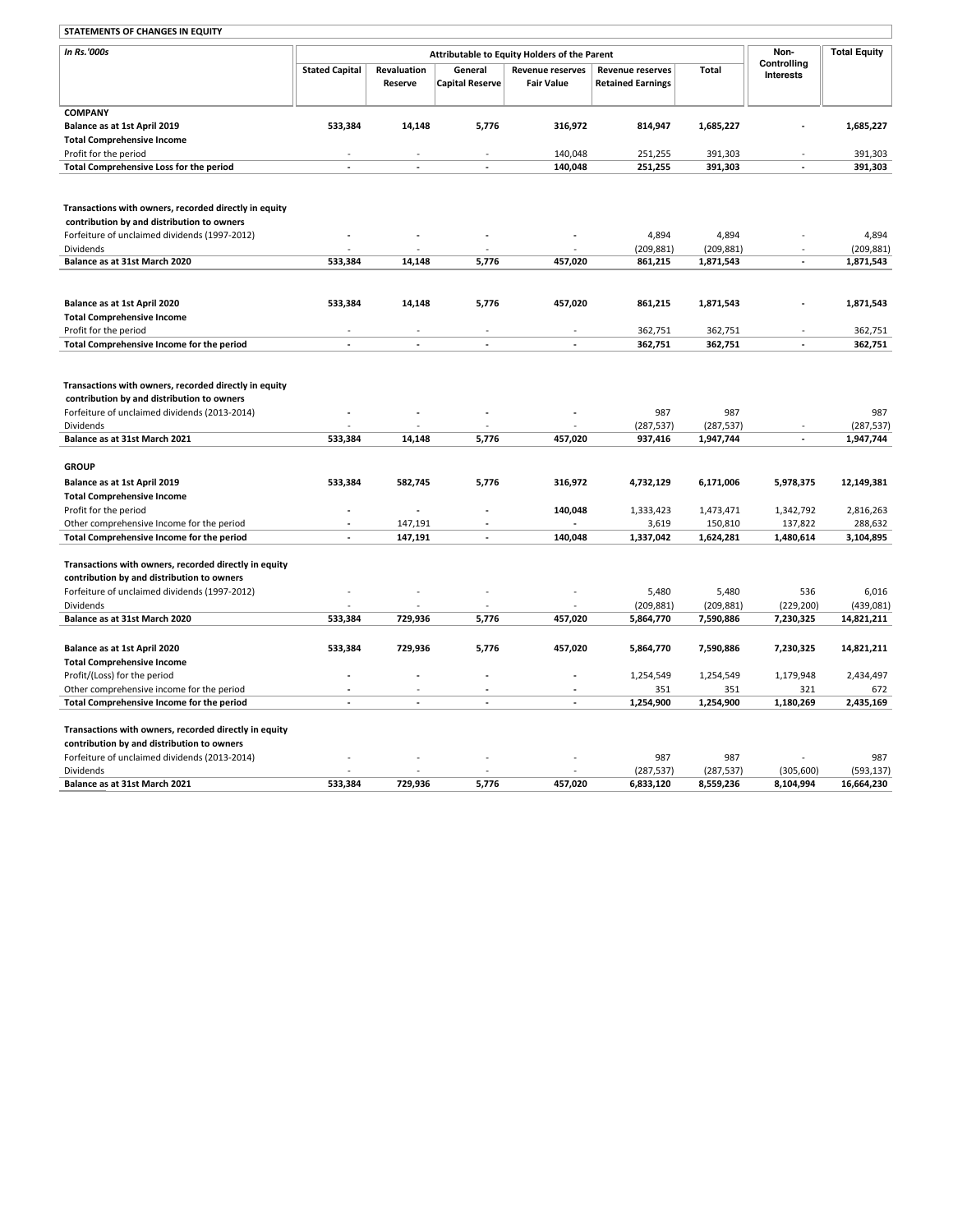## STATEMENTS OF CHANGES IN EQUITY

| In Rs.'000s | Attributable to Equity Holders of the Parent | | | | | | Non-Controlling Interests | Total Equity |
|---|---|---|---|---|---|---|---|---|
| | Stated Capital | Revaluation Reserve | General Capital Reserve | Revenue reserves Fair Value | Revenue reserves Retained Earnings | Total | | |
| **COMPANY** | | | | | | | | |
| **Balance as at 1st April 2019** | **533,384** | **14,148** | **5,776** | **316,972** | **814,947** | **1,685,227** | **-** | **1,685,227** |
| **Total Comprehensive Income** | | | | | | | | |
| Profit for the period | - | - | - | 140,048 | 251,255 | 391,303 | - | 391,303 |
| **Total Comprehensive Loss for the period** | **-** | **-** | **-** | **140,048** | **251,255** | **391,303** | **-** | **391,303** |
| **Transactions with owners, recorded directly in equity contribution by and distribution to owners** | | | | | | | | |
| Forfeiture of unclaimed dividends (1997-2012) | - | - | - | - | 4,894 | 4,894 | - | 4,894 |
| Dividends | - | - | - | - | (209,881) | (209,881) | - | (209,881) |
| **Balance as at 31st March 2020** | **533,384** | **14,148** | **5,776** | **457,020** | **861,215** | **1,871,543** | **-** | **1,871,543** |
| **Balance as at 1st April 2020** | **533,384** | **14,148** | **5,776** | **457,020** | **861,215** | **1,871,543** | **-** | **1,871,543** |
| **Total Comprehensive Income** | | | | | | | | |
| Profit for the period | - | - | - | - | 362,751 | 362,751 | - | 362,751 |
| **Total Comprehensive Income for the period** | **-** | **-** | **-** | **-** | **362,751** | **362,751** | **-** | **362,751** |
| **Transactions with owners, recorded directly in equity contribution by and distribution to owners** | | | | | | | | |
| Forfeiture of unclaimed dividends (2013-2014) | - | - | - | - | 987 | 987 | | 987 |
| Dividends | - | - | - | - | (287,537) | (287,537) | - | (287,537) |
| **Balance as at 31st March 2021** | **533,384** | **14,148** | **5,776** | **457,020** | **937,416** | **1,947,744** | **-** | **1,947,744** |
| **GROUP** | | | | | | | | |
| **Balance as at 1st April 2019** | **533,384** | **582,745** | **5,776** | **316,972** | **4,732,129** | **6,171,006** | **5,978,375** | **12,149,381** |
| **Total Comprehensive Income** | | | | | | | | |
| Profit for the period | - | - | - | 140,048 | 1,333,423 | 1,473,471 | 1,342,792 | 2,816,263 |
| Other comprehensive Income for the period | - | 147,191 | - | - | 3,619 | 150,810 | 137,822 | 288,632 |
| **Total Comprehensive Income for the period** | **-** | **147,191** | **-** | **140,048** | **1,337,042** | **1,624,281** | **1,480,614** | **3,104,895** |
| **Transactions with owners, recorded directly in equity contribution by and distribution to owners** | | | | | | | | |
| Forfeiture of unclaimed dividends (1997-2012) | - | - | - | - | 5,480 | 5,480 | 536 | 6,016 |
| Dividends | - | - | - | - | (209,881) | (209,881) | (229,200) | (439,081) |
| **Balance as at 31st March 2020** | **533,384** | **729,936** | **5,776** | **457,020** | **5,864,770** | **7,590,886** | **7,230,325** | **14,821,211** |
| **Balance as at 1st April 2020** | **533,384** | **729,936** | **5,776** | **457,020** | **5,864,770** | **7,590,886** | **7,230,325** | **14,821,211** |
| **Total Comprehensive Income** | | | | | | | | |
| Profit/(Loss) for the period | - | - | - | - | 1,254,549 | 1,254,549 | 1,179,948 | 2,434,497 |
| Other comprehensive income for the period | - | - | - | - | 351 | 351 | 321 | 672 |
| **Total Comprehensive Income for the period** | **-** | **-** | **-** | **-** | **1,254,900** | **1,254,900** | **1,180,269** | **2,435,169** |
| **Transactions with owners, recorded directly in equity contribution by and distribution to owners** | | | | | | | | |
| Forfeiture of unclaimed dividends (2013-2014) | - | - | - | - | 987 | 987 | - | 987 |
| Dividends | - | - | - | - | (287,537) | (287,537) | (305,600) | (593,137) |
| **Balance as at 31st March 2021** | **533,384** | **729,936** | **5,776** | **457,020** | **6,833,120** | **8,559,236** | **8,104,994** | **16,664,230** |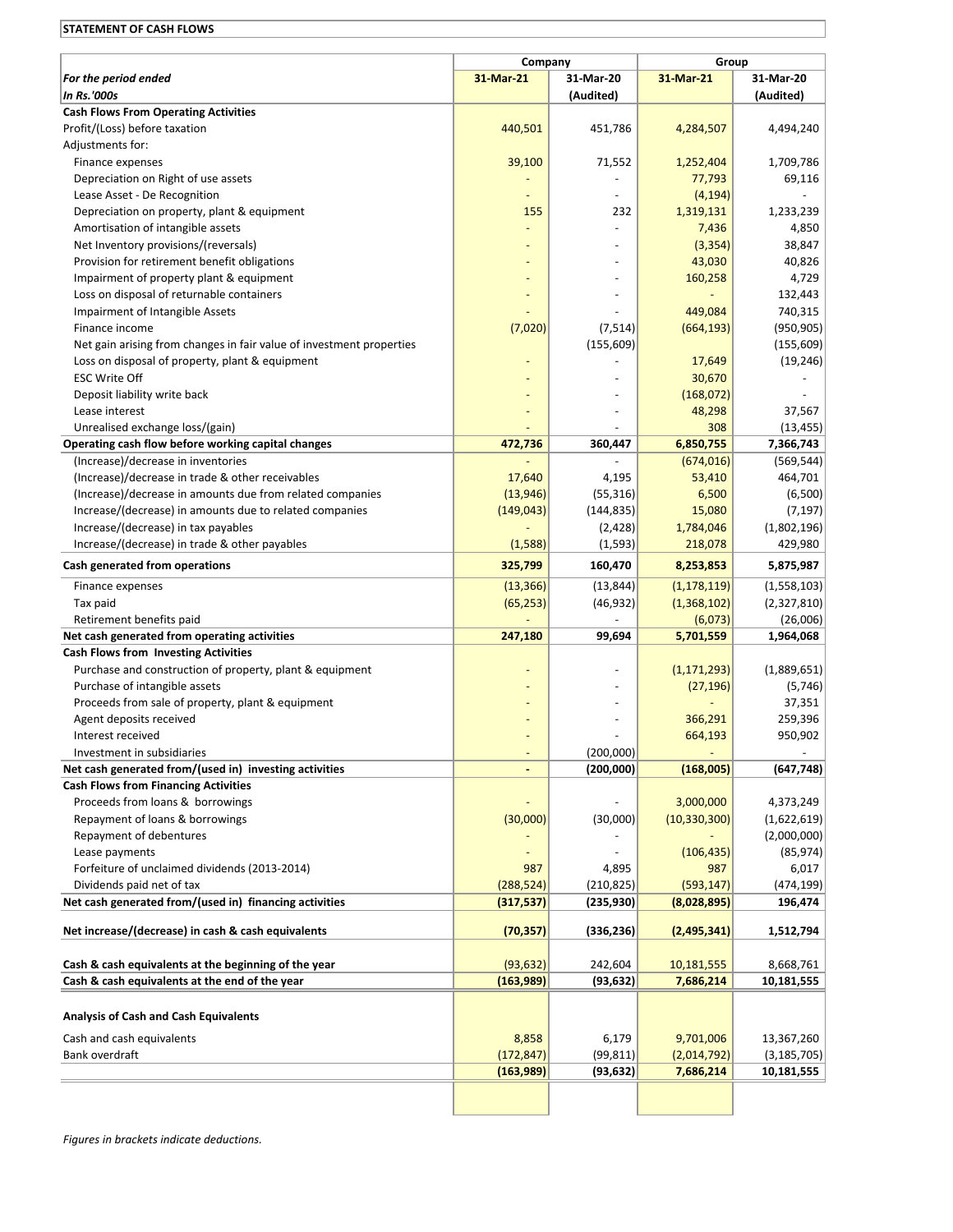**STATEMENT OF CASH FLOWS**

| | Company | | Group | |
|---|---|---|---|---|
| *For the period ended* | 31-Mar-21 | 31-Mar-20 | 31-Mar-21 | 31-Mar-20 |
| *In Rs.'000s* | | (Audited) | | (Audited) |
| **Cash Flows From Operating Activities** | | | | |
| Profit/(Loss) before taxation | 440,501 | 451,786 | 4,284,507 | 4,494,240 |
| Adjustments for: | | | | |
| Finance expenses | 39,100 | 71,552 | 1,252,404 | 1,709,786 |
| Depreciation on Right of use assets | - | - | 77,793 | 69,116 |
| Lease Asset - De Recognition | - | - | (4,194) | - |
| Depreciation on property, plant & equipment | 155 | 232 | 1,319,131 | 1,233,239 |
| Amortisation of intangible assets | - | - | 7,436 | 4,850 |
| Net Inventory provisions/(reversals) | - | - | (3,354) | 38,847 |
| Provision for retirement benefit obligations | - | - | 43,030 | 40,826 |
| Impairment of property plant & equipment | - | - | 160,258 | 4,729 |
| Loss on disposal of returnable containers | - | - | - | 132,443 |
| Impairment of Intangible Assets | - | - | 449,084 | 740,315 |
| Finance income | (7,020) | (7,514) | (664,193) | (950,905) |
| Net gain arising from changes in fair value of investment properties | | (155,609) | | (155,609) |
| Loss on disposal of property, plant & equipment | - | - | 17,649 | (19,246) |
| ESC Write Off | - | - | 30,670 | - |
| Deposit liability write back | - | - | (168,072) | - |
| Lease interest | - | - | 48,298 | 37,567 |
| Unrealised exchange loss/(gain) | - | - | 308 | (13,455) |
| **Operating cash flow before working capital changes** | **472,736** | **360,447** | **6,850,755** | **7,366,743** |
| (Increase)/decrease in inventories | - | - | (674,016) | (569,544) |
| (Increase)/decrease in trade & other receivables | 17,640 | 4,195 | 53,410 | 464,701 |
| (Increase)/decrease in amounts due from related companies | (13,946) | (55,316) | 6,500 | (6,500) |
| Increase/(decrease) in amounts due to related companies | (149,043) | (144,835) | 15,080 | (7,197) |
| Increase/(decrease) in tax payables | - | (2,428) | 1,784,046 | (1,802,196) |
| Increase/(decrease) in trade & other payables | (1,588) | (1,593) | 218,078 | 429,980 |
| **Cash generated from operations** | **325,799** | **160,470** | **8,253,853** | **5,875,987** |
| Finance expenses | (13,366) | (13,844) | (1,178,119) | (1,558,103) |
| Tax paid | (65,253) | (46,932) | (1,368,102) | (2,327,810) |
| Retirement benefits paid | - | - | (6,073) | (26,006) |
| **Net cash generated from operating activities** | **247,180** | **99,694** | **5,701,559** | **1,964,068** |
| **Cash Flows from Investing Activities** | | | | |
| Purchase and construction of property, plant & equipment | - | - | (1,171,293) | (1,889,651) |
| Purchase of intangible assets | - | - | (27,196) | (5,746) |
| Proceeds from sale of property, plant & equipment | - | - | - | 37,351 |
| Agent deposits received | - | - | 366,291 | 259,396 |
| Interest received | - | - | 664,193 | 950,902 |
| Investment in subsidiaries | - | (200,000) | - | - |
| **Net cash generated from/(used in) investing activities** | **-** | **(200,000)** | **(168,005)** | **(647,748)** |
| **Cash Flows from Financing Activities** | | | | |
| Proceeds from loans & borrowings | - | - | 3,000,000 | 4,373,249 |
| Repayment of loans & borrowings | (30,000) | (30,000) | (10,330,300) | (1,622,619) |
| Repayment of debentures | - | - | - | (2,000,000) |
| Lease payments | - | - | (106,435) | (85,974) |
| Forfeiture of unclaimed dividends (2013-2014) | 987 | 4,895 | 987 | 6,017 |
| Dividends paid net of tax | (288,524) | (210,825) | (593,147) | (474,199) |
| **Net cash generated from/(used in) financing activities** | **(317,537)** | **(235,930)** | **(8,028,895)** | **196,474** |
| **Net increase/(decrease) in cash & cash equivalents** | **(70,357)** | **(336,236)** | **(2,495,341)** | **1,512,794** |
| **Cash & cash equivalents at the beginning of the year** | (93,632) | 242,604 | 10,181,555 | 8,668,761 |
| **Cash & cash equivalents at the end of the year** | **(163,989)** | **(93,632)** | **7,686,214** | **10,181,555** |
| **Analysis of Cash and Cash Equivalents** | | | | |
| Cash and cash equivalents | 8,858 | 6,179 | 9,701,006 | 13,367,260 |
| Bank overdraft | (172,847) | (99,811) | (2,014,792) | (3,185,705) |
| | **(163,989)** | **(93,632)** | **7,686,214** | **10,181,555** |

*Figures in brackets indicate deductions.*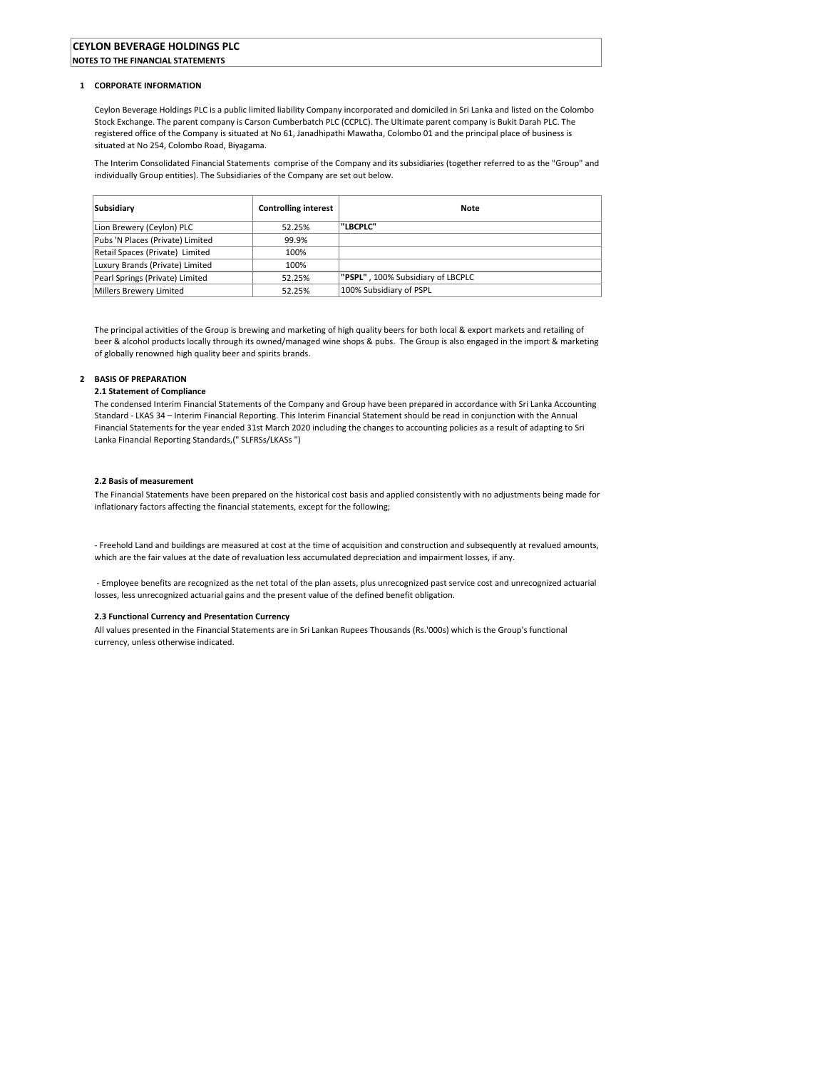# CEYLON BEVERAGE HOLDINGS PLC

**NOTES TO THE FINANCIAL STATEMENTS**

## 1 CORPORATE INFORMATION

Ceylon Beverage Holdings PLC is a public limited liability Company incorporated and domiciled in Sri Lanka and listed on the Colombo Stock Exchange. The parent company is Carson Cumberbatch PLC (CCPLC). The Ultimate parent company is Bukit Darah PLC. The registered office of the Company is situated at No 61, Janadhipathi Mawatha, Colombo 01 and the principal place of business is situated at No 254, Colombo Road, Biyagama.

The Interim Consolidated Financial Statements comprise of the Company and its subsidiaries (together referred to as the "Group" and individually Group entities). The Subsidiaries of the Company are set out below.

| Subsidiary | Controlling interest | Note |
|---|---|---|
| Lion Brewery (Ceylon) PLC | 52.25% | **"LBCPLC"** |
| Pubs 'N Places (Private) Limited | 99.9% | |
| Retail Spaces (Private) Limited | 100% | |
| Luxury Brands (Private) Limited | 100% | |
| Pearl Springs (Private) Limited | 52.25% | **"PSPL"** , 100% Subsidiary of LBCPLC |
| Millers Brewery Limited | 52.25% | 100% Subsidiary of PSPL |

The principal activities of the Group is brewing and marketing of high quality beers for both local & export markets and retailing of beer & alcohol products locally through its owned/managed wine shops & pubs. The Group is also engaged in the import & marketing of globally renowned high quality beer and spirits brands.

## 2 BASIS OF PREPARATION

### 2.1 Statement of Compliance

The condensed Interim Financial Statements of the Company and Group have been prepared in accordance with Sri Lanka Accounting Standard - LKAS 34 – Interim Financial Reporting. This Interim Financial Statement should be read in conjunction with the Annual Financial Statements for the year ended 31st March 2020 including the changes to accounting policies as a result of adapting to Sri Lanka Financial Reporting Standards,(" SLFRSs/LKASs ")

### 2.2 Basis of measurement

The Financial Statements have been prepared on the historical cost basis and applied consistently with no adjustments being made for inflationary factors affecting the financial statements, except for the following;

- Freehold Land and buildings are measured at cost at the time of acquisition and construction and subsequently at revalued amounts, which are the fair values at the date of revaluation less accumulated depreciation and impairment losses, if any.

- Employee benefits are recognized as the net total of the plan assets, plus unrecognized past service cost and unrecognized actuarial losses, less unrecognized actuarial gains and the present value of the defined benefit obligation.

### 2.3 Functional Currency and Presentation Currency

All values presented in the Financial Statements are in Sri Lankan Rupees Thousands (Rs.'000s) which is the Group's functional currency, unless otherwise indicated.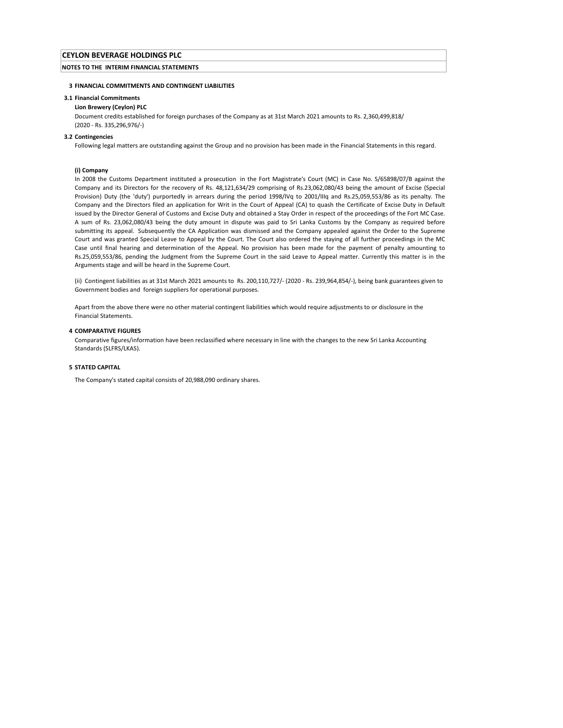# CEYLON BEVERAGE HOLDINGS PLC

## NOTES TO THE INTERIM FINANCIAL STATEMENTS

### 3 FINANCIAL COMMITMENTS AND CONTINGENT LIABILITIES

#### 3.1 Financial Commitments

**Lion Brewery (Ceylon) PLC**

Document credits established for foreign purchases of the Company as at 31st March 2021 amounts to Rs. 2,360,499,818/ (2020 - Rs. 335,296,976/-)

#### 3.2 Contingencies

Following legal matters are outstanding against the Group and no provision has been made in the Financial Statements in this regard.

**(i) Company**

In 2008 the Customs Department instituted a prosecution in the Fort Magistrate's Court (MC) in Case No. S/65898/07/B against the Company and its Directors for the recovery of Rs. 48,121,634/29 comprising of Rs.23,062,080/43 being the amount of Excise (Special Provision) Duty (the 'duty') purportedly in arrears during the period 1998/IVq to 2001/IIIq and Rs.25,059,553/86 as its penalty. The Company and the Directors filed an application for Writ in the Court of Appeal (CA) to quash the Certificate of Excise Duty in Default issued by the Director General of Customs and Excise Duty and obtained a Stay Order in respect of the proceedings of the Fort MC Case. A sum of Rs. 23,062,080/43 being the duty amount in dispute was paid to Sri Lanka Customs by the Company as required before submitting its appeal. Subsequently the CA Application was dismissed and the Company appealed against the Order to the Supreme Court and was granted Special Leave to Appeal by the Court. The Court also ordered the staying of all further proceedings in the MC Case until final hearing and determination of the Appeal. No provision has been made for the payment of penalty amounting to Rs.25,059,553/86, pending the Judgment from the Supreme Court in the said Leave to Appeal matter. Currently this matter is in the Arguments stage and will be heard in the Supreme Court.

(ii) Contingent liabilities as at 31st March 2021 amounts to Rs. 200,110,727/- (2020 - Rs. 239,964,854/-), being bank guarantees given to Government bodies and foreign suppliers for operational purposes.

Apart from the above there were no other material contingent liabilities which would require adjustments to or disclosure in the Financial Statements.

### 4 COMPARATIVE FIGURES

Comparative figures/information have been reclassified where necessary in line with the changes to the new Sri Lanka Accounting Standards (SLFRS/LKAS).

### 5 STATED CAPITAL

The Company's stated capital consists of 20,988,090 ordinary shares.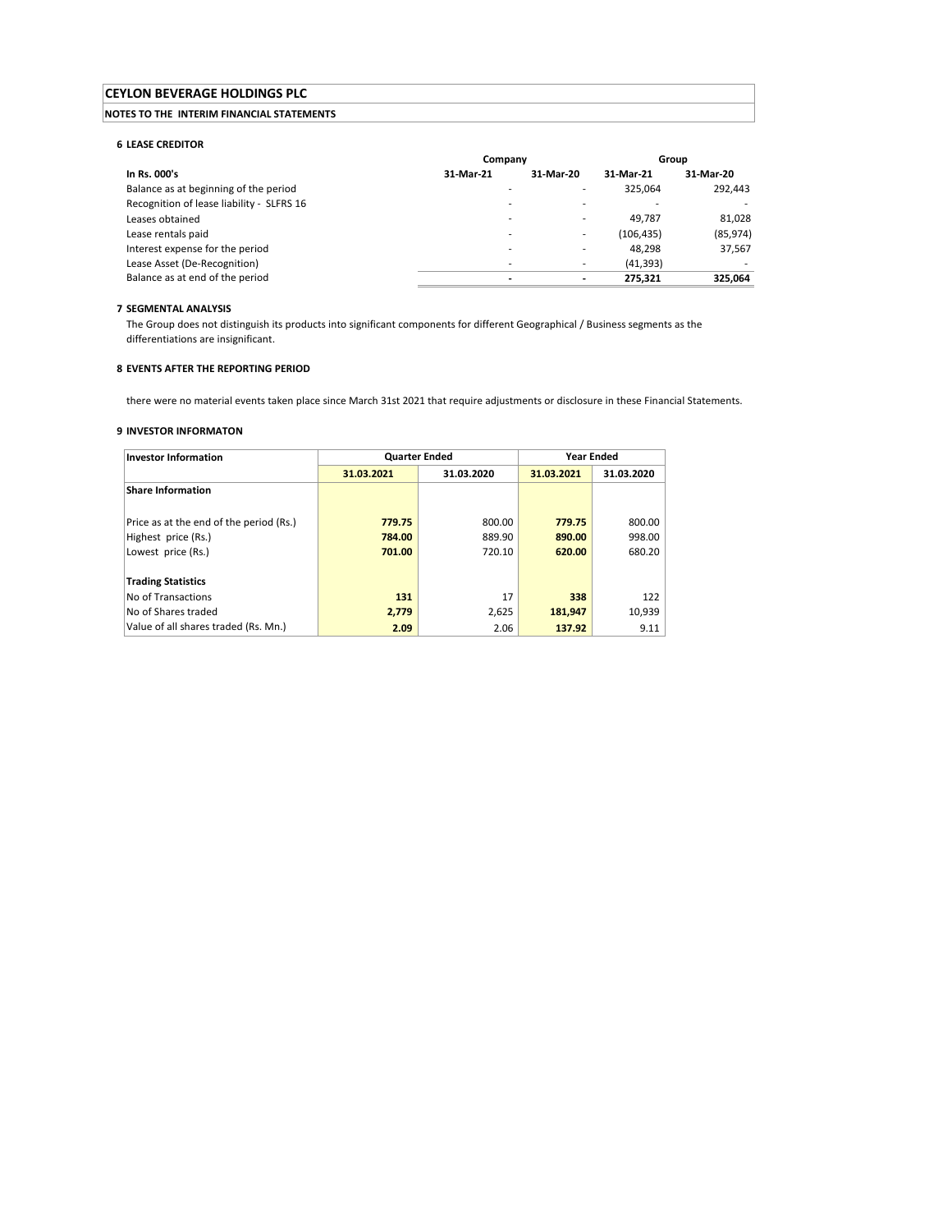# CEYLON BEVERAGE HOLDINGS PLC

**NOTES TO THE INTERIM FINANCIAL STATEMENTS**

### 6 LEASE CREDITOR

| In Rs. 000's | Company | | Group | |
|---|---|---|---|---|
| | **31-Mar-21** | **31-Mar-20** | **31-Mar-21** | **31-Mar-20** |
| Balance as at beginning of the period | - | - | 325,064 | 292,443 |
| Recognition of lease liability - SLFRS 16 | - | - | - | - |
| Leases obtained | - | - | 49,787 | 81,028 |
| Lease rentals paid | - | - | (106,435) | (85,974) |
| Interest expense for the period | - | - | 48,298 | 37,567 |
| Lease Asset (De-Recognition) | - | - | (41,393) | - |
| Balance as at end of the period | **-** | **-** | **275,321** | **325,064** |

### 7 SEGMENTAL ANALYSIS

The Group does not distinguish its products into significant components for different Geographical / Business segments as the differentiations are insignificant.

### 8 EVENTS AFTER THE REPORTING PERIOD

there were no material events taken place since March 31st 2021 that require adjustments or disclosure in these Financial Statements.

### 9 INVESTOR INFORMATON

| Investor Information | Quarter Ended | | Year Ended | |
|---|---|---|---|---|
| | **31.03.2021** | **31.03.2020** | **31.03.2021** | **31.03.2020** |
| **Share Information** | | | | |
| Price as at the end of the period (Rs.) | **779.75** | 800.00 | **779.75** | 800.00 |
| Highest price (Rs.) | **784.00** | 889.90 | **890.00** | 998.00 |
| Lowest price (Rs.) | **701.00** | 720.10 | **620.00** | 680.20 |
| **Trading Statistics** | | | | |
| No of Transactions | **131** | 17 | **338** | 122 |
| No of Shares traded | **2,779** | 2,625 | **181,947** | 10,939 |
| Value of all shares traded (Rs. Mn.) | **2.09** | 2.06 | **137.92** | 9.11 |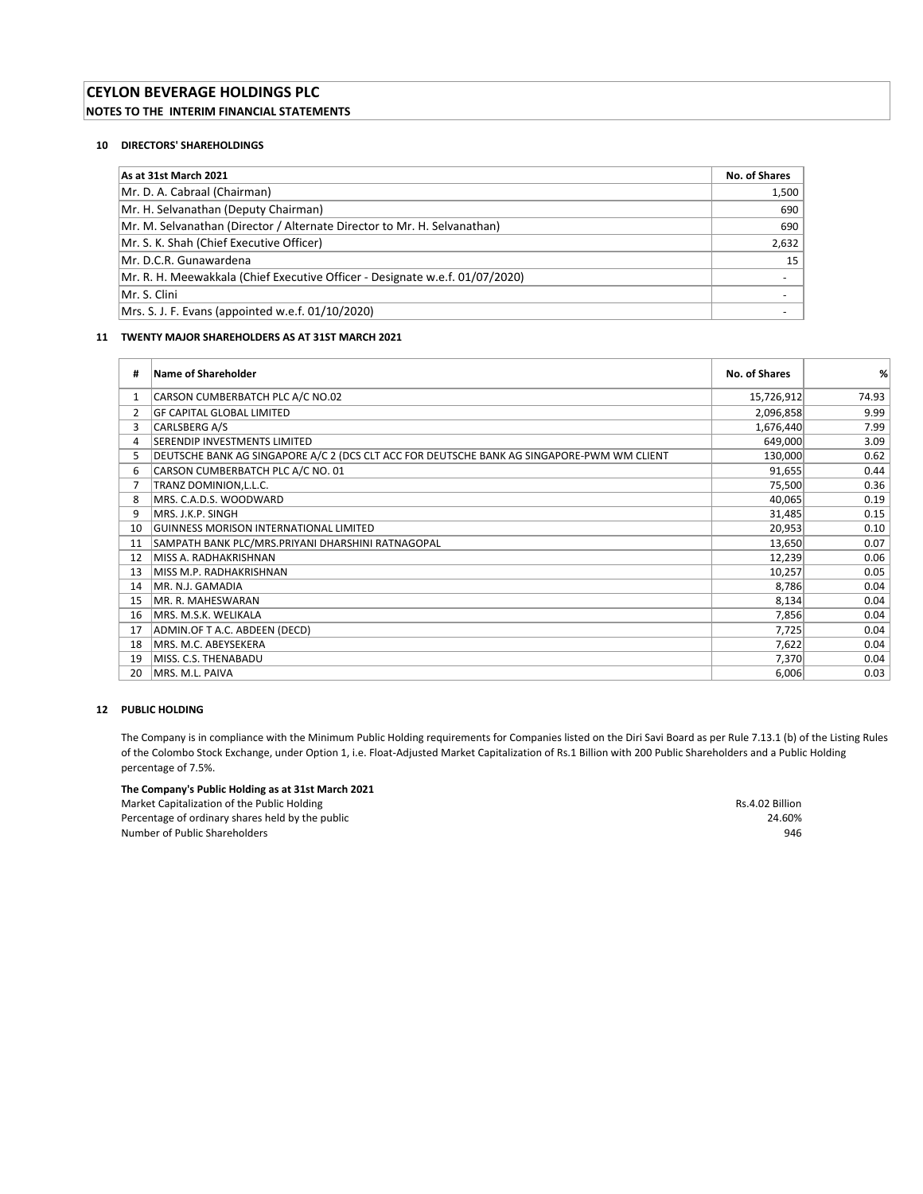# CEYLON BEVERAGE HOLDINGS PLC

## NOTES TO THE INTERIM FINANCIAL STATEMENTS

### 10 DIRECTORS' SHAREHOLDINGS

| As at 31st March 2021 | No. of Shares |
|---|---|
| Mr. D. A. Cabraal (Chairman) | 1,500 |
| Mr. H. Selvanathan (Deputy Chairman) | 690 |
| Mr. M. Selvanathan (Director / Alternate Director to Mr. H. Selvanathan) | 690 |
| Mr. S. K. Shah (Chief Executive Officer) | 2,632 |
| Mr. D.C.R. Gunawardena | 15 |
| Mr. R. H. Meewakkala (Chief Executive Officer - Designate w.e.f. 01/07/2020) | - |
| Mr. S. Clini | - |
| Mrs. S. J. F. Evans (appointed w.e.f. 01/10/2020) | - |

### 11 TWENTY MAJOR SHAREHOLDERS AS AT 31ST MARCH 2021

| # | Name of Shareholder | No. of Shares | % |
|---|---|---|---|
| 1 | CARSON CUMBERBATCH PLC A/C NO.02 | 15,726,912 | 74.93 |
| 2 | GF CAPITAL GLOBAL LIMITED | 2,096,858 | 9.99 |
| 3 | CARLSBERG A/S | 1,676,440 | 7.99 |
| 4 | SERENDIP INVESTMENTS LIMITED | 649,000 | 3.09 |
| 5 | DEUTSCHE BANK AG SINGAPORE A/C 2 (DCS CLT ACC FOR DEUTSCHE BANK AG SINGAPORE-PWM WM CLIENT | 130,000 | 0.62 |
| 6 | CARSON CUMBERBATCH PLC A/C NO. 01 | 91,655 | 0.44 |
| 7 | TRANZ DOMINION,L.L.C. | 75,500 | 0.36 |
| 8 | MRS. C.A.D.S. WOODWARD | 40,065 | 0.19 |
| 9 | MRS. J.K.P. SINGH | 31,485 | 0.15 |
| 10 | GUINNESS MORISON INTERNATIONAL LIMITED | 20,953 | 0.10 |
| 11 | SAMPATH BANK PLC/MRS.PRIYANI DHARSHINI RATNAGOPAL | 13,650 | 0.07 |
| 12 | MISS A. RADHAKRISHNAN | 12,239 | 0.06 |
| 13 | MISS M.P. RADHAKRISHNAN | 10,257 | 0.05 |
| 14 | MR. N.J. GAMADIA | 8,786 | 0.04 |
| 15 | MR. R. MAHESWARAN | 8,134 | 0.04 |
| 16 | MRS. M.S.K. WELIKALA | 7,856 | 0.04 |
| 17 | ADMIN.OF T A.C. ABDEEN (DECD) | 7,725 | 0.04 |
| 18 | MRS. M.C. ABEYSEKERA | 7,622 | 0.04 |
| 19 | MISS. C.S. THENABADU | 7,370 | 0.04 |
| 20 | MRS. M.L. PAIVA | 6,006 | 0.03 |

### 12 PUBLIC HOLDING

The Company is in compliance with the Minimum Public Holding requirements for Companies listed on the Diri Savi Board as per Rule 7.13.1 (b) of the Listing Rules of the Colombo Stock Exchange, under Option 1, i.e. Float-Adjusted Market Capitalization of Rs.1 Billion with 200 Public Shareholders and a Public Holding percentage of 7.5%.

**The Company's Public Holding as at 31st March 2021**

| | |
|---|---|
| Market Capitalization of the Public Holding | Rs.4.02 Billion |
| Percentage of ordinary shares held by the public | 24.60% |
| Number of Public Shareholders | 946 |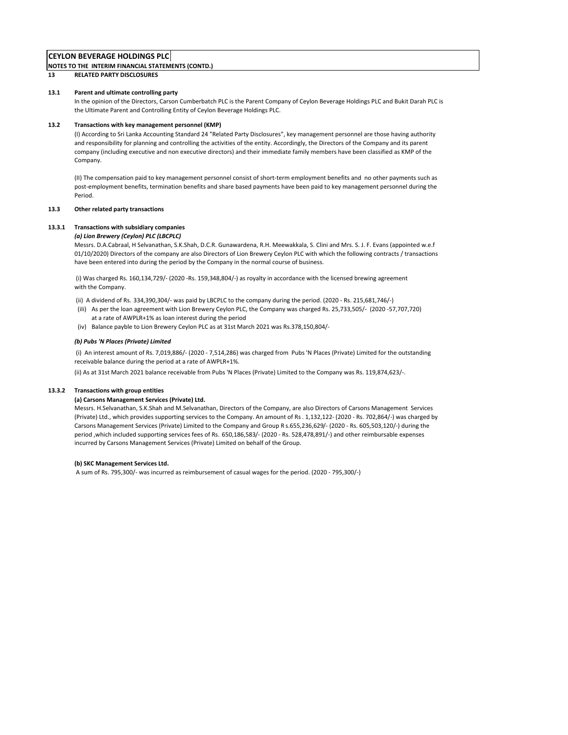**CEYLON BEVERAGE HOLDINGS PLC**

**NOTES TO THE INTERIM FINANCIAL STATEMENTS (CONTD.)**

## 13 RELATED PARTY DISCLOSURES

### 13.1 Parent and ultimate controlling party

In the opinion of the Directors, Carson Cumberbatch PLC is the Parent Company of Ceylon Beverage Holdings PLC and Bukit Darah PLC is the Ultimate Parent and Controlling Entity of Ceylon Beverage Holdings PLC.

### 13.2 Transactions with key management personnel (KMP)

(I) According to Sri Lanka Accounting Standard 24 "Related Party Disclosures", key management personnel are those having authority and responsibility for planning and controlling the activities of the entity. Accordingly, the Directors of the Company and its parent company (including executive and non executive directors) and their immediate family members have been classified as KMP of the Company.

(II) The compensation paid to key management personnel consist of short-term employment benefits and no other payments such as post-employment benefits, termination benefits and share based payments have been paid to key management personnel during the Period.

### 13.3 Other related party transactions

#### 13.3.1 Transactions with subsidiary companies

***(a) Lion Brewery (Ceylon) PLC (LBCPLC)***

Messrs. D.A.Cabraal, H Selvanathan, S.K.Shah, D.C.R. Gunawardena, R.H. Meewakkala, S. Clini and Mrs. S. J. F. Evans (appointed w.e.f 01/10/2020) Directors of the company are also Directors of Lion Brewery Ceylon PLC with which the following contracts / transactions have been entered into during the period by the Company in the normal course of business.

(i) Was charged Rs. 160,134,729/- (2020 -Rs. 159,348,804/-) as royalty in accordance with the licensed brewing agreement with the Company.

(ii) A dividend of Rs. 334,390,304/- was paid by LBCPLC to the company during the period. (2020 - Rs. 215,681,746/-)

(iii) As per the loan agreement with Lion Brewery Ceylon PLC, the Company was charged Rs. 25,733,505/- (2020 -57,707,720) at a rate of AWPLR+1% as loan interest during the period

(iv) Balance payble to Lion Brewery Ceylon PLC as at 31st March 2021 was Rs.378,150,804/-

***(b) Pubs 'N Places (Private) Limited***

(i) An interest amount of Rs. 7,019,886/- (2020 - 7,514,286) was charged from Pubs 'N Places (Private) Limited for the outstanding receivable balance during the period at a rate of AWPLR+1%.

(ii) As at 31st March 2021 balance receivable from Pubs 'N Places (Private) Limited to the Company was Rs. 119,874,623/-.

#### 13.3.2 Transactions with group entities

**(a) Carsons Management Services (Private) Ltd.**

Messrs. H.Selvanathan, S.K.Shah and M.Selvanathan, Directors of the Company, are also Directors of Carsons Management Services (Private) Ltd., which provides supporting services to the Company. An amount of Rs . 1,132,122- (2020 - Rs. 702,864/-) was charged by Carsons Management Services (Private) Limited to the Company and Group R s.655,236,629/- (2020 - Rs. 605,503,120/-) during the period ,which included supporting services fees of Rs. 650,186,583/- (2020 - Rs. 528,478,891/-) and other reimbursable expenses incurred by Carsons Management Services (Private) Limited on behalf of the Group.

**(b) SKC Management Services Ltd.**

A sum of Rs. 795,300/- was incurred as reimbursement of casual wages for the period. (2020 - 795,300/-)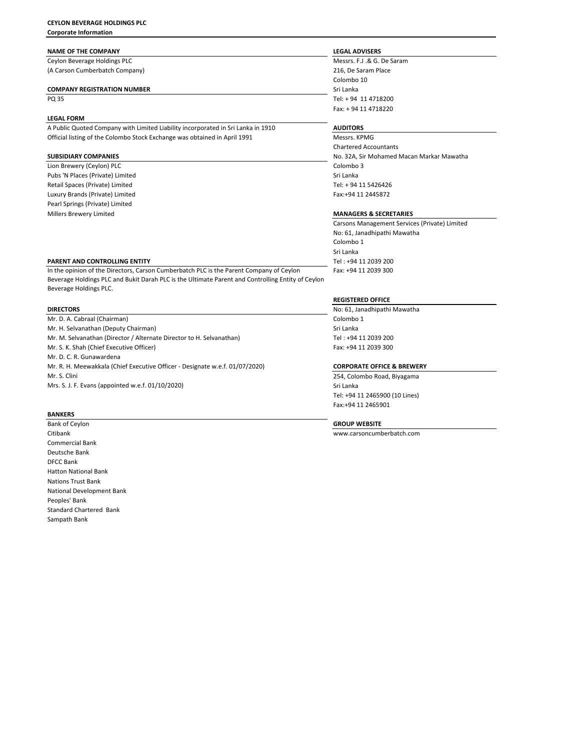**CEYLON BEVERAGE HOLDINGS PLC**

**Corporate Information**

### NAME OF THE COMPANY

Ceylon Beverage Holdings PLC
(A Carson Cumberbatch Company)

### COMPANY REGISTRATION NUMBER

PQ 35

### LEGAL FORM

A Public Quoted Company with Limited Liability incorporated in Sri Lanka in 1910
Official listing of the Colombo Stock Exchange was obtained in April 1991

### SUBSIDIARY COMPANIES

Lion Brewery (Ceylon) PLC
Pubs 'N Places (Private) Limited
Retail Spaces (Private) Limited
Luxury Brands (Private) Limited
Pearl Springs (Private) Limited
Millers Brewery Limited

### PARENT AND CONTROLLING ENTITY

In the opinion of the Directors, Carson Cumberbatch PLC is the Parent Company of Ceylon Beverage Holdings PLC and Bukit Darah PLC is the Ultimate Parent and Controlling Entity of Ceylon Beverage Holdings PLC.

### DIRECTORS

Mr. D. A. Cabraal (Chairman)
Mr. H. Selvanathan (Deputy Chairman)
Mr. M. Selvanathan (Director / Alternate Director to H. Selvanathan)
Mr. S. K. Shah (Chief Executive Officer)
Mr. D. C. R. Gunawardena
Mr. R. H. Meewakkala (Chief Executive Officer - Designate w.e.f. 01/07/2020)
Mr. S. Clini
Mrs. S. J. F. Evans (appointed w.e.f. 01/10/2020)

### BANKERS

Bank of Ceylon
Citibank
Commercial Bank
Deutsche Bank
DFCC Bank
Hatton National Bank
Nations Trust Bank
National Development Bank
Peoples' Bank
Standard Chartered Bank
Sampath Bank

### LEGAL ADVISERS

Messrs. F.J .& G. De Saram
216, De Saram Place
Colombo 10
Sri Lanka
Tel: + 94 11 4718200
Fax: + 94 11 4718220

### AUDITORS

Messrs. KPMG
Chartered Accountants
No. 32A, Sir Mohamed Macan Markar Mawatha
Colombo 3
Sri Lanka
Tel: + 94 11 5426426
Fax:+94 11 2445872

### MANAGERS & SECRETARIES

Carsons Management Services (Private) Limited
No: 61, Janadhipathi Mawatha
Colombo 1
Sri Lanka
Tel : +94 11 2039 200
Fax: +94 11 2039 300

### REGISTERED OFFICE

No: 61, Janadhipathi Mawatha
Colombo 1
Sri Lanka
Tel : +94 11 2039 200
Fax: +94 11 2039 300

### CORPORATE OFFICE & BREWERY

254, Colombo Road, Biyagama
Sri Lanka
Tel: +94 11 2465900 (10 Lines)
Fax:+94 11 2465901

### GROUP WEBSITE

www.carsoncumberbatch.com